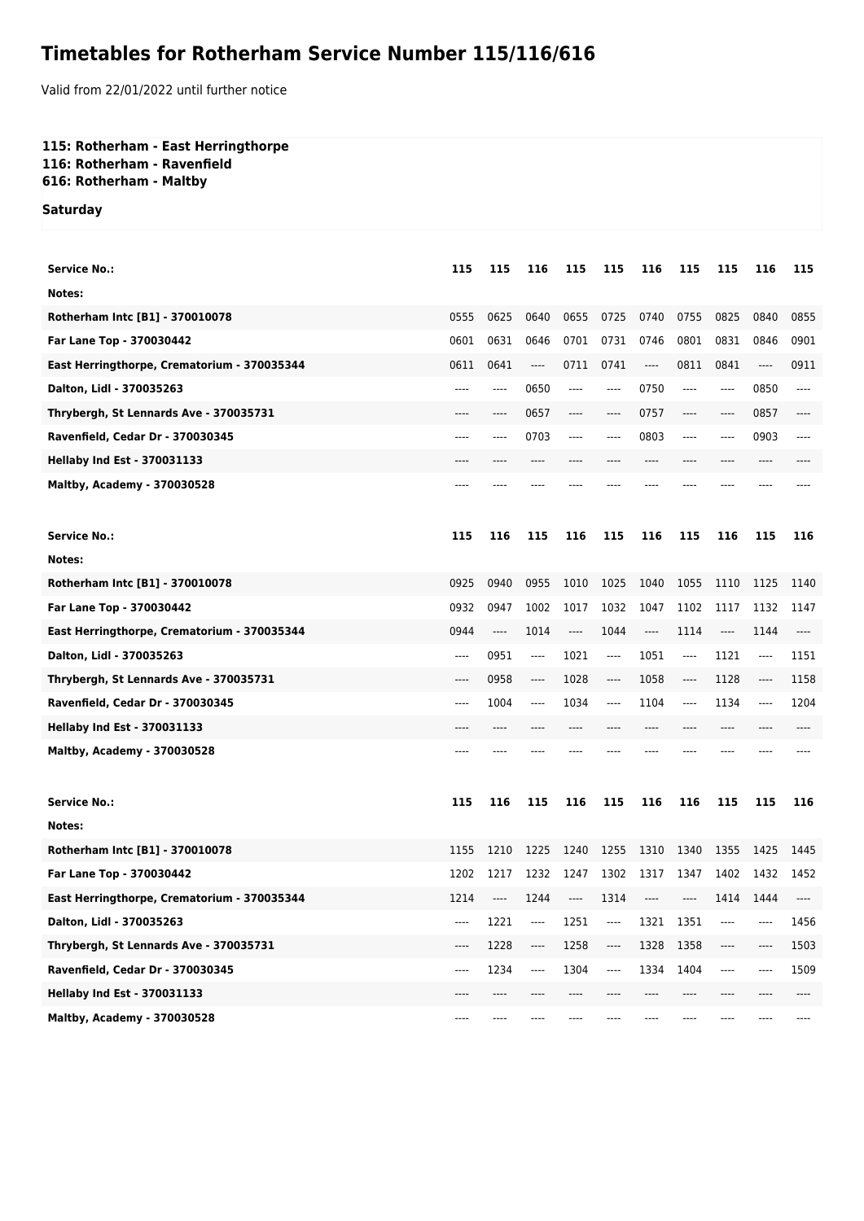# Timetables for Rotherham Service Number 115/116/616

Valid from 22/01/2022 until further notice

**115: Rotherham - East Herringthorpe**
**116: Rotherham - Ravenfield**
**616: Rotherham - Maltby**

**Saturday**

| Service No.: | 115 | 115 | 116 | 115 | 115 | 116 | 115 | 115 | 116 | 115 |
|---|---|---|---|---|---|---|---|---|---|---|
| Notes: | | | | | | | | | | |
| Rotherham Intc [B1] - 370010078 | 0555 | 0625 | 0640 | 0655 | 0725 | 0740 | 0755 | 0825 | 0840 | 0855 |
| Far Lane Top - 370030442 | 0601 | 0631 | 0646 | 0701 | 0731 | 0746 | 0801 | 0831 | 0846 | 0901 |
| East Herringthorpe, Crematorium - 370035344 | 0611 | 0641 | ---- | 0711 | 0741 | ---- | 0811 | 0841 | ---- | 0911 |
| Dalton, Lidl - 370035263 | ---- | ---- | 0650 | ---- | ---- | 0750 | ---- | ---- | 0850 | ---- |
| Thrybergh, St Lennards Ave - 370035731 | ---- | ---- | 0657 | ---- | ---- | 0757 | ---- | ---- | 0857 | ---- |
| Ravenfield, Cedar Dr - 370030345 | ---- | ---- | 0703 | ---- | ---- | 0803 | ---- | ---- | 0903 | ---- |
| Hellaby Ind Est - 370031133 | ---- | ---- | ---- | ---- | ---- | ---- | ---- | ---- | ---- | ---- |
| Maltby, Academy - 370030528 | ---- | ---- | ---- | ---- | ---- | ---- | ---- | ---- | ---- | ---- |

| Service No.: | 115 | 116 | 115 | 116 | 115 | 116 | 115 | 116 | 115 | 116 |
|---|---|---|---|---|---|---|---|---|---|---|
| Notes: | | | | | | | | | | |
| Rotherham Intc [B1] - 370010078 | 0925 | 0940 | 0955 | 1010 | 1025 | 1040 | 1055 | 1110 | 1125 | 1140 |
| Far Lane Top - 370030442 | 0932 | 0947 | 1002 | 1017 | 1032 | 1047 | 1102 | 1117 | 1132 | 1147 |
| East Herringthorpe, Crematorium - 370035344 | 0944 | ---- | 1014 | ---- | 1044 | ---- | 1114 | ---- | 1144 | ---- |
| Dalton, Lidl - 370035263 | ---- | 0951 | ---- | 1021 | ---- | 1051 | ---- | 1121 | ---- | 1151 |
| Thrybergh, St Lennards Ave - 370035731 | ---- | 0958 | ---- | 1028 | ---- | 1058 | ---- | 1128 | ---- | 1158 |
| Ravenfield, Cedar Dr - 370030345 | ---- | 1004 | ---- | 1034 | ---- | 1104 | ---- | 1134 | ---- | 1204 |
| Hellaby Ind Est - 370031133 | ---- | ---- | ---- | ---- | ---- | ---- | ---- | ---- | ---- | ---- |
| Maltby, Academy - 370030528 | ---- | ---- | ---- | ---- | ---- | ---- | ---- | ---- | ---- | ---- |

| Service No.: | 115 | 116 | 115 | 116 | 115 | 116 | 116 | 115 | 115 | 116 |
|---|---|---|---|---|---|---|---|---|---|---|
| Notes: | | | | | | | | | | |
| Rotherham Intc [B1] - 370010078 | 1155 | 1210 | 1225 | 1240 | 1255 | 1310 | 1340 | 1355 | 1425 | 1445 |
| Far Lane Top - 370030442 | 1202 | 1217 | 1232 | 1247 | 1302 | 1317 | 1347 | 1402 | 1432 | 1452 |
| East Herringthorpe, Crematorium - 370035344 | 1214 | ---- | 1244 | ---- | 1314 | ---- | ---- | 1414 | 1444 | ---- |
| Dalton, Lidl - 370035263 | ---- | 1221 | ---- | 1251 | ---- | 1321 | 1351 | ---- | ---- | 1456 |
| Thrybergh, St Lennards Ave - 370035731 | ---- | 1228 | ---- | 1258 | ---- | 1328 | 1358 | ---- | ---- | 1503 |
| Ravenfield, Cedar Dr - 370030345 | ---- | 1234 | ---- | 1304 | ---- | 1334 | 1404 | ---- | ---- | 1509 |
| Hellaby Ind Est - 370031133 | ---- | ---- | ---- | ---- | ---- | ---- | ---- | ---- | ---- | ---- |
| Maltby, Academy - 370030528 | ---- | ---- | ---- | ---- | ---- | ---- | ---- | ---- | ---- | ---- |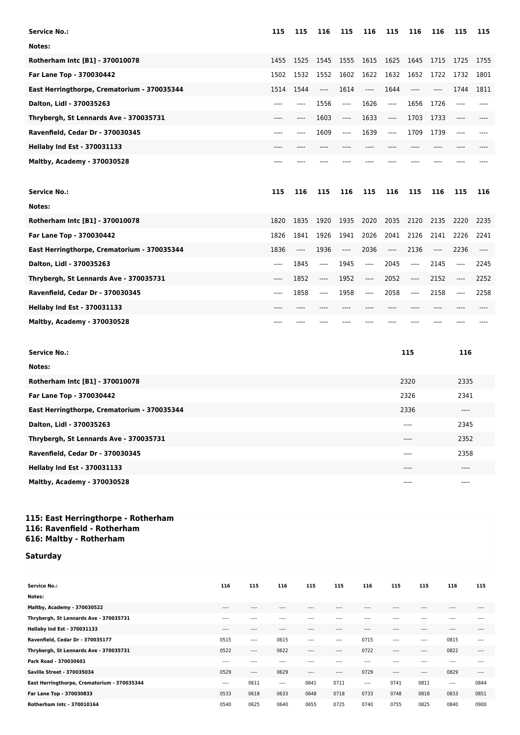| Service No.: | 115 | 115 | 116 | 115 | 116 | 115 | 116 | 116 | 115 | 115 |
|---|---|---|---|---|---|---|---|---|---|---|
| Notes: | | | | | | | | | | |
| Rotherham Intc [B1] - 370010078 | 1455 | 1525 | 1545 | 1555 | 1615 | 1625 | 1645 | 1715 | 1725 | 1755 |
| Far Lane Top - 370030442 | 1502 | 1532 | 1552 | 1602 | 1622 | 1632 | 1652 | 1722 | 1732 | 1801 |
| East Herringthorpe, Crematorium - 370035344 | 1514 | 1544 | ---- | 1614 | ---- | 1644 | ---- | ---- | 1744 | 1811 |
| Dalton, Lidl - 370035263 | ---- | ---- | 1556 | ---- | 1626 | ---- | 1656 | 1726 | ---- | ---- |
| Thrybergh, St Lennards Ave - 370035731 | ---- | ---- | 1603 | ---- | 1633 | ---- | 1703 | 1733 | ---- | ---- |
| Ravenfield, Cedar Dr - 370030345 | ---- | ---- | 1609 | ---- | 1639 | ---- | 1709 | 1739 | ---- | ---- |
| Hellaby Ind Est - 370031133 | ---- | ---- | ---- | ---- | ---- | ---- | ---- | ---- | ---- | ---- |
| Maltby, Academy - 370030528 | ---- | ---- | ---- | ---- | ---- | ---- | ---- | ---- | ---- | ---- |

| Service No.: | 115 | 116 | 115 | 116 | 115 | 116 | 115 | 116 | 115 | 116 |
|---|---|---|---|---|---|---|---|---|---|---|
| Notes: | | | | | | | | | | |
| Rotherham Intc [B1] - 370010078 | 1820 | 1835 | 1920 | 1935 | 2020 | 2035 | 2120 | 2135 | 2220 | 2235 |
| Far Lane Top - 370030442 | 1826 | 1841 | 1926 | 1941 | 2026 | 2041 | 2126 | 2141 | 2226 | 2241 |
| East Herringthorpe, Crematorium - 370035344 | 1836 | ---- | 1936 | ---- | 2036 | ---- | 2136 | ---- | 2236 | ---- |
| Dalton, Lidl - 370035263 | ---- | 1845 | ---- | 1945 | ---- | 2045 | ---- | 2145 | ---- | 2245 |
| Thrybergh, St Lennards Ave - 370035731 | ---- | 1852 | ---- | 1952 | ---- | 2052 | ---- | 2152 | ---- | 2252 |
| Ravenfield, Cedar Dr - 370030345 | ---- | 1858 | ---- | 1958 | ---- | 2058 | ---- | 2158 | ---- | 2258 |
| Hellaby Ind Est - 370031133 | ---- | ---- | ---- | ---- | ---- | ---- | ---- | ---- | ---- | ---- |
| Maltby, Academy - 370030528 | ---- | ---- | ---- | ---- | ---- | ---- | ---- | ---- | ---- | ---- |

| Service No.: | 115 | 116 |
|---|---|---|
| Notes: | | |
| Rotherham Intc [B1] - 370010078 | 2320 | 2335 |
| Far Lane Top - 370030442 | 2326 | 2341 |
| East Herringthorpe, Crematorium - 370035344 | 2336 | ---- |
| Dalton, Lidl - 370035263 | ---- | 2345 |
| Thrybergh, St Lennards Ave - 370035731 | ---- | 2352 |
| Ravenfield, Cedar Dr - 370030345 | ---- | 2358 |
| Hellaby Ind Est - 370031133 | ---- | ---- |
| Maltby, Academy - 370030528 | ---- | ---- |

## 115: East Herringthorpe - Rotherham
## 116: Ravenfield - Rotherham
## 616: Maltby - Rotherham

### Saturday

| Service No.: | 116 | 115 | 116 | 115 | 115 | 116 | 115 | 115 | 116 | 115 |
|---|---|---|---|---|---|---|---|---|---|---|
| Notes: | | | | | | | | | | |
| Maltby, Academy - 370030522 | ---- | ---- | ---- | ---- | ---- | ---- | ---- | ---- | ---- | ---- |
| Thrybergh, St Lennards Ave - 370035731 | ---- | ---- | ---- | ---- | ---- | ---- | ---- | ---- | ---- | ---- |
| Hellaby Ind Est - 370031133 | ---- | ---- | ---- | ---- | ---- | ---- | ---- | ---- | ---- | ---- |
| Ravenfield, Cedar Dr - 370035177 | 0515 | ---- | 0615 | ---- | ---- | 0715 | ---- | ---- | 0815 | ---- |
| Thrybergh, St Lennards Ave - 370035731 | 0522 | ---- | 0622 | ---- | ---- | 0722 | ---- | ---- | 0822 | ---- |
| Park Road - 370030601 | ---- | ---- | ---- | ---- | ---- | ---- | ---- | ---- | ---- | ---- |
| Saville Street - 370035034 | 0529 | ---- | 0629 | ---- | ---- | 0729 | ---- | ---- | 0829 | ---- |
| East Herringthorpe, Crematorium - 370035344 | ---- | 0611 | ---- | 0641 | 0711 | ---- | 0741 | 0811 | ---- | 0844 |
| Far Lane Top - 370030833 | 0533 | 0618 | 0633 | 0648 | 0718 | 0733 | 0748 | 0818 | 0833 | 0851 |
| Rotherham Intc - 370010164 | 0540 | 0625 | 0640 | 0655 | 0725 | 0740 | 0755 | 0825 | 0840 | 0900 |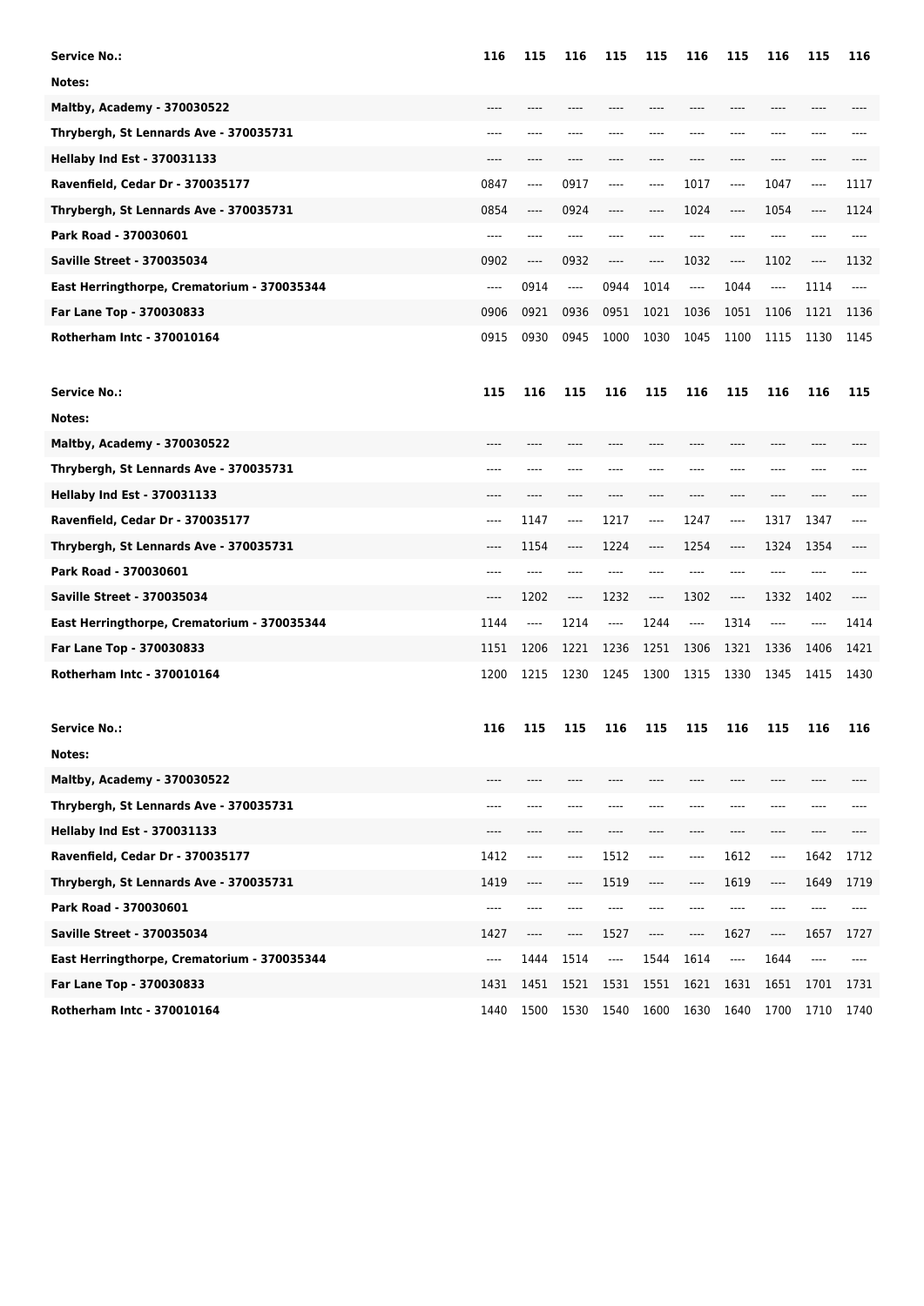| Service No.: | 116 | 115 | 116 | 115 | 115 | 116 | 115 | 116 | 115 | 116 |
|---|---|---|---|---|---|---|---|---|---|---|
| Notes: | | | | | | | | | | |
| Maltby, Academy - 370030522 | ---- | ---- | ---- | ---- | ---- | ---- | ---- | ---- | ---- | ---- |
| Thrybergh, St Lennards Ave - 370035731 | ---- | ---- | ---- | ---- | ---- | ---- | ---- | ---- | ---- | ---- |
| Hellaby Ind Est - 370031133 | ---- | ---- | ---- | ---- | ---- | ---- | ---- | ---- | ---- | ---- |
| Ravenfield, Cedar Dr - 370035177 | 0847 | ---- | 0917 | ---- | ---- | 1017 | ---- | 1047 | ---- | 1117 |
| Thrybergh, St Lennards Ave - 370035731 | 0854 | ---- | 0924 | ---- | ---- | 1024 | ---- | 1054 | ---- | 1124 |
| Park Road - 370030601 | ---- | ---- | ---- | ---- | ---- | ---- | ---- | ---- | ---- | ---- |
| Saville Street - 370035034 | 0902 | ---- | 0932 | ---- | ---- | 1032 | ---- | 1102 | ---- | 1132 |
| East Herringthorpe, Crematorium - 370035344 | ---- | 0914 | ---- | 0944 | 1014 | ---- | 1044 | ---- | 1114 | ---- |
| Far Lane Top - 370030833 | 0906 | 0921 | 0936 | 0951 | 1021 | 1036 | 1051 | 1106 | 1121 | 1136 |
| Rotherham Intc - 370010164 | 0915 | 0930 | 0945 | 1000 | 1030 | 1045 | 1100 | 1115 | 1130 | 1145 |

| Service No.: | 115 | 116 | 115 | 116 | 115 | 116 | 115 | 116 | 116 | 115 |
|---|---|---|---|---|---|---|---|---|---|---|
| Notes: | | | | | | | | | | |
| Maltby, Academy - 370030522 | ---- | ---- | ---- | ---- | ---- | ---- | ---- | ---- | ---- | ---- |
| Thrybergh, St Lennards Ave - 370035731 | ---- | ---- | ---- | ---- | ---- | ---- | ---- | ---- | ---- | ---- |
| Hellaby Ind Est - 370031133 | ---- | ---- | ---- | ---- | ---- | ---- | ---- | ---- | ---- | ---- |
| Ravenfield, Cedar Dr - 370035177 | ---- | 1147 | ---- | 1217 | ---- | 1247 | ---- | 1317 | 1347 | ---- |
| Thrybergh, St Lennards Ave - 370035731 | ---- | 1154 | ---- | 1224 | ---- | 1254 | ---- | 1324 | 1354 | ---- |
| Park Road - 370030601 | ---- | ---- | ---- | ---- | ---- | ---- | ---- | ---- | ---- | ---- |
| Saville Street - 370035034 | ---- | 1202 | ---- | 1232 | ---- | 1302 | ---- | 1332 | 1402 | ---- |
| East Herringthorpe, Crematorium - 370035344 | 1144 | ---- | 1214 | ---- | 1244 | ---- | 1314 | ---- | ---- | 1414 |
| Far Lane Top - 370030833 | 1151 | 1206 | 1221 | 1236 | 1251 | 1306 | 1321 | 1336 | 1406 | 1421 |
| Rotherham Intc - 370010164 | 1200 | 1215 | 1230 | 1245 | 1300 | 1315 | 1330 | 1345 | 1415 | 1430 |

| Service No.: | 116 | 115 | 115 | 116 | 115 | 115 | 116 | 115 | 116 | 116 |
|---|---|---|---|---|---|---|---|---|---|---|
| Notes: | | | | | | | | | | |
| Maltby, Academy - 370030522 | ---- | ---- | ---- | ---- | ---- | ---- | ---- | ---- | ---- | ---- |
| Thrybergh, St Lennards Ave - 370035731 | ---- | ---- | ---- | ---- | ---- | ---- | ---- | ---- | ---- | ---- |
| Hellaby Ind Est - 370031133 | ---- | ---- | ---- | ---- | ---- | ---- | ---- | ---- | ---- | ---- |
| Ravenfield, Cedar Dr - 370035177 | 1412 | ---- | ---- | 1512 | ---- | ---- | 1612 | ---- | 1642 | 1712 |
| Thrybergh, St Lennards Ave - 370035731 | 1419 | ---- | ---- | 1519 | ---- | ---- | 1619 | ---- | 1649 | 1719 |
| Park Road - 370030601 | ---- | ---- | ---- | ---- | ---- | ---- | ---- | ---- | ---- | ---- |
| Saville Street - 370035034 | 1427 | ---- | ---- | 1527 | ---- | ---- | 1627 | ---- | 1657 | 1727 |
| East Herringthorpe, Crematorium - 370035344 | ---- | 1444 | 1514 | ---- | 1544 | 1614 | ---- | 1644 | ---- | ---- |
| Far Lane Top - 370030833 | 1431 | 1451 | 1521 | 1531 | 1551 | 1621 | 1631 | 1651 | 1701 | 1731 |
| Rotherham Intc - 370010164 | 1440 | 1500 | 1530 | 1540 | 1600 | 1630 | 1640 | 1700 | 1710 | 1740 |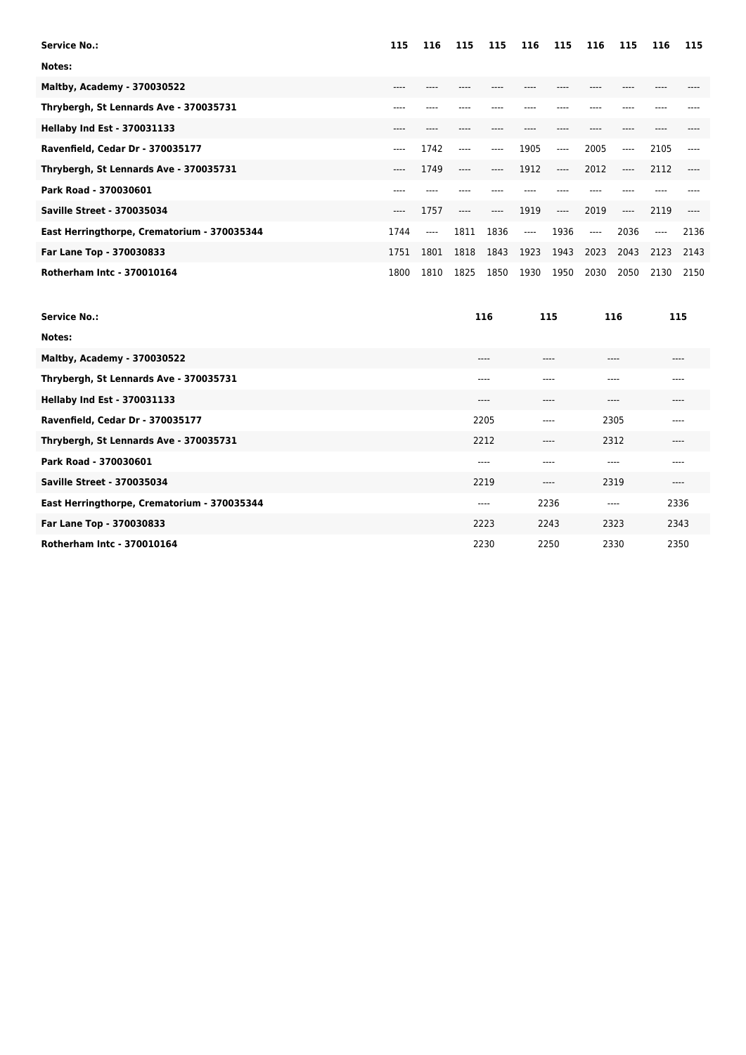| Service No.: | 115 | 116 | 115 | 115 | 116 | 115 | 116 | 115 | 116 | 115 |
|---|---|---|---|---|---|---|---|---|---|---|
| Notes: | | | | | | | | | | |
| Maltby, Academy - 370030522 | ---- | ---- | ---- | ---- | ---- | ---- | ---- | ---- | ---- | ---- |
| Thrybergh, St Lennards Ave - 370035731 | ---- | ---- | ---- | ---- | ---- | ---- | ---- | ---- | ---- | ---- |
| Hellaby Ind Est - 370031133 | ---- | ---- | ---- | ---- | ---- | ---- | ---- | ---- | ---- | ---- |
| Ravenfield, Cedar Dr - 370035177 | ---- | 1742 | ---- | ---- | 1905 | ---- | 2005 | ---- | 2105 | ---- |
| Thrybergh, St Lennards Ave - 370035731 | ---- | 1749 | ---- | ---- | 1912 | ---- | 2012 | ---- | 2112 | ---- |
| Park Road - 370030601 | ---- | ---- | ---- | ---- | ---- | ---- | ---- | ---- | ---- | ---- |
| Saville Street - 370035034 | ---- | 1757 | ---- | ---- | 1919 | ---- | 2019 | ---- | 2119 | ---- |
| East Herringthorpe, Crematorium - 370035344 | 1744 | ---- | 1811 | 1836 | ---- | 1936 | ---- | 2036 | ---- | 2136 |
| Far Lane Top - 370030833 | 1751 | 1801 | 1818 | 1843 | 1923 | 1943 | 2023 | 2043 | 2123 | 2143 |
| Rotherham Intc - 370010164 | 1800 | 1810 | 1825 | 1850 | 1930 | 1950 | 2030 | 2050 | 2130 | 2150 |

| Service No.: | 116 | 115 | 116 | 115 |
|---|---|---|---|---|
| Notes: | | | | |
| Maltby, Academy - 370030522 | ---- | ---- | ---- | ---- |
| Thrybergh, St Lennards Ave - 370035731 | ---- | ---- | ---- | ---- |
| Hellaby Ind Est - 370031133 | ---- | ---- | ---- | ---- |
| Ravenfield, Cedar Dr - 370035177 | 2205 | ---- | 2305 | ---- |
| Thrybergh, St Lennards Ave - 370035731 | 2212 | ---- | 2312 | ---- |
| Park Road - 370030601 | ---- | ---- | ---- | ---- |
| Saville Street - 370035034 | 2219 | ---- | 2319 | ---- |
| East Herringthorpe, Crematorium - 370035344 | ---- | 2236 | ---- | 2336 |
| Far Lane Top - 370030833 | 2223 | 2243 | 2323 | 2343 |
| Rotherham Intc - 370010164 | 2230 | 2250 | 2330 | 2350 |